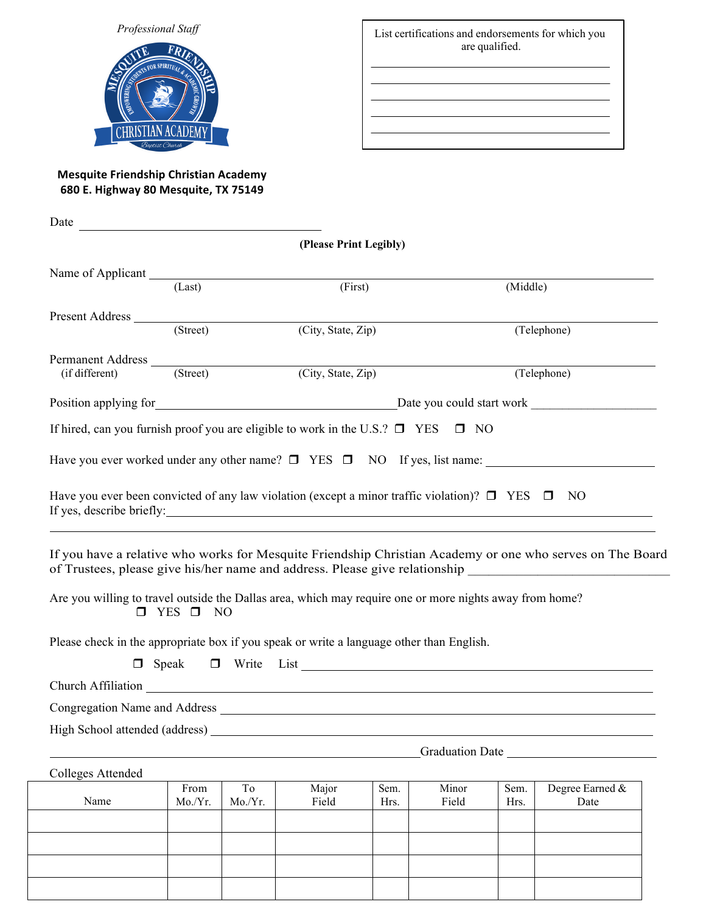*Professional Staff*

**Mesquite Friendship Christian Academy**
**680 E. Highway 80 Mesquite, TX 75149**

List certifications and endorsements for for which you are qualified.

______________________________________

______________________________________

______________________________________

______________________________________

______________________________________

Date ______________________________________

**(Please Print Legibly)**

Name of Applicant ______________________________________
(Last) (First) (Middle)

Present Address ______________________________________
(Street) (City, State, Zip) (Telephone)

Permanent Address ______________________________________
(if different) (Street) (City, State, Zip) (Telephone)

Position applying for______________________________ Date you could start work ____________________

If hired, can you furnish proof you are eligible to work in the U.S.? ❒ YES ❒ NO

Have you ever worked under any other name? ❒ YES ❒ NO If yes, list name: ____________________

Have you ever been convicted of any law violation (except a minor traffic violation)? ❒ YES ❒ NO
If yes, describe briefly:______________________________________

______________________________________

If you have a relative who works for Mesquite Friendship Christian Academy or one who serves on The Board of Trustees, please give his/her name and address. Please give relationship ______________________________

Are you willing to travel outside the Dallas area, which may require one or more nights away from home?
❒ YES ❒ NO

Please check in the appropriate box if you speak or write a language other than English.

❒ Speak ❒ Write List ______________________________________

Church Affiliation ______________________________________

Congregation Name and Address ______________________________________

High School attended (address) ______________________________________

______________________________________ Graduation Date ____________________

Colleges Attended

| Name | From Mo./Yr. | To Mo./Yr. | Major Field | Sem. Hrs. | Minor Field | Sem. Hrs. | Degree Earned & Date |
|---|---|---|---|---|---|---|---|
| | | | | | | | |
| | | | | | | | |
| | | | | | | | |
| | | | | | | | |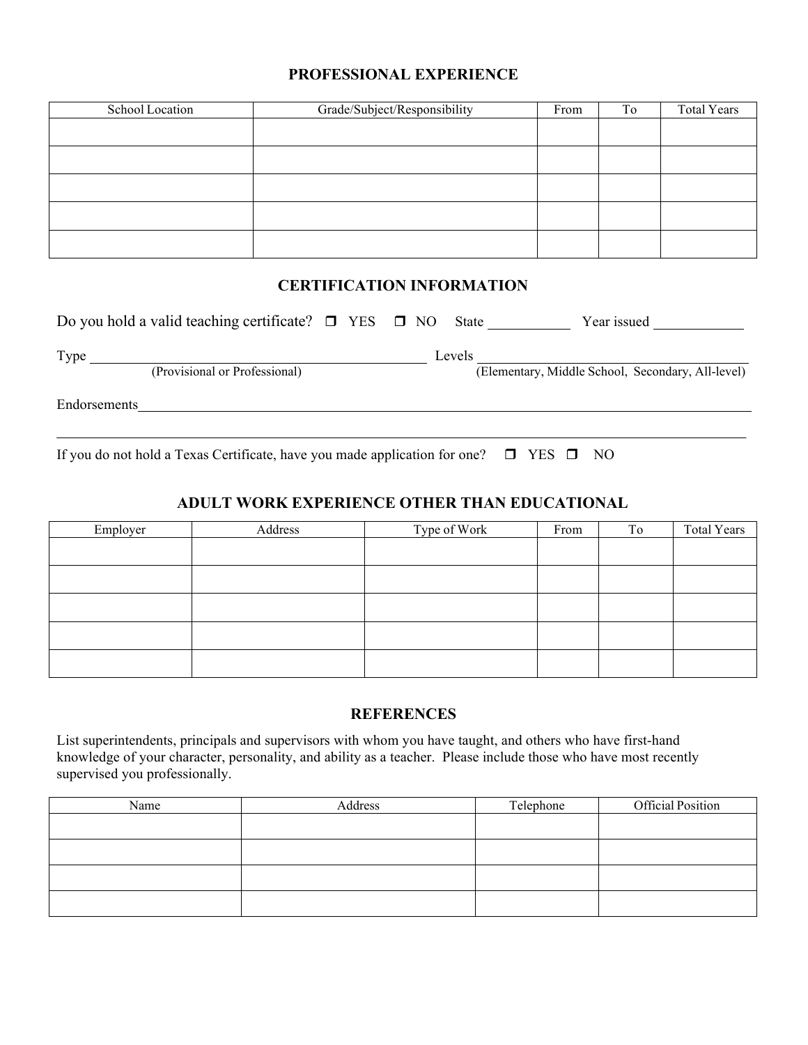## PROFESSIONAL EXPERIENCE

| School Location | Grade/Subject/Responsibility | From | To | Total Years |
|---|---|---|---|---|
| | | | | |
| | | | | |
| | | | | |
| | | | | |
| | | | | |

## CERTIFICATION INFORMATION

Do you hold a valid teaching certificate? ☐ YES ☐ NO State ___________ Year issued ____________

Type ______________________________________________ Levels ____________________________________
(Provisional or Professional) (Elementary, Middle School, Secondary, All-level)

Endorsements_______________________________________________________________________________

___________________________________________________________________________________________

If you do not hold a Texas Certificate, have you made application for one? ☐ YES ☐ NO

## ADULT WORK EXPERIENCE OTHER THAN EDUCATIONAL

| Employer | Address | Type of Work | From | To | Total Years |
|---|---|---|---|---|---|
| | | | | | |
| | | | | | |
| | | | | | |
| | | | | | |
| | | | | | |

## REFERENCES

List superintendents, principals and supervisors with whom you have taught, and others who have first-hand knowledge of your character, personality, and ability as a teacher. Please include those who have most recently supervised you professionally.

| Name | Address | Telephone | Official Position |
|---|---|---|---|
| | | | |
| | | | |
| | | | |
| | | | |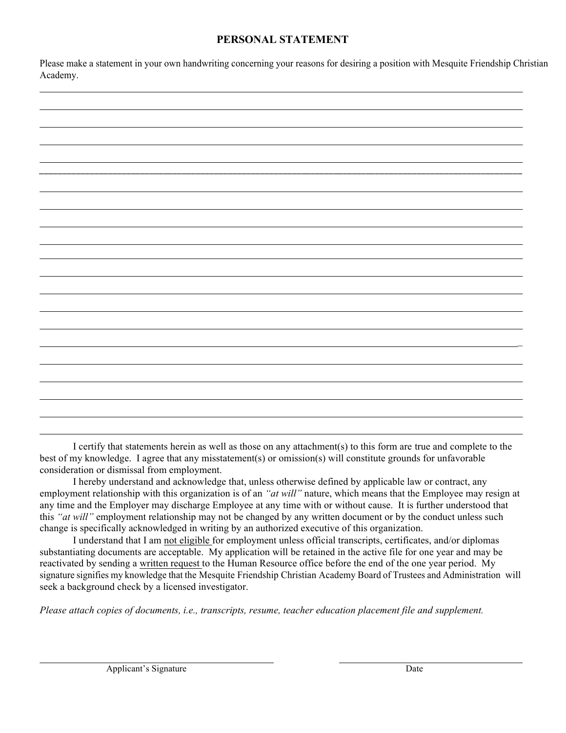# PERSONAL STATEMENT

Please make a statement in your own handwriting concerning your reasons for desiring a position with Mesquite Friendship Christian Academy.

I certify that statements herein as well as those on any attachment(s) to this form are true and complete to the best of my knowledge. I agree that any misstatement(s) or omission(s) will constitute grounds for unfavorable consideration or dismissal from employment.

I hereby understand and acknowledge that, unless otherwise defined by applicable law or contract, any employment relationship with this organization is of an *"at will"* nature, which means that the Employee may resign at any time and the Employer may discharge Employee at any time with or without cause. It is further understood that this *"at will"* employment relationship may not be changed by any written document or by the conduct unless such change is specifically acknowledged in writing by an authorized executive of this organization.

I understand that I am <u>not eligible</u> for employment unless official transcripts, certificates, and/or diplomas substantiating documents are acceptable. My application will be retained in the active file for one year and may be reactivated by sending a <u>written request</u> to the Human Resource office before the end of the one year period. My signature signifies my knowledge that the Mesquite Friendship Christian Academy Board of Trustees and Administration will seek a background check by a licensed investigator.

*Please attach copies of documents, i.e., transcripts, resume, teacher education placement file and supplement.*

Applicant's Signature

Date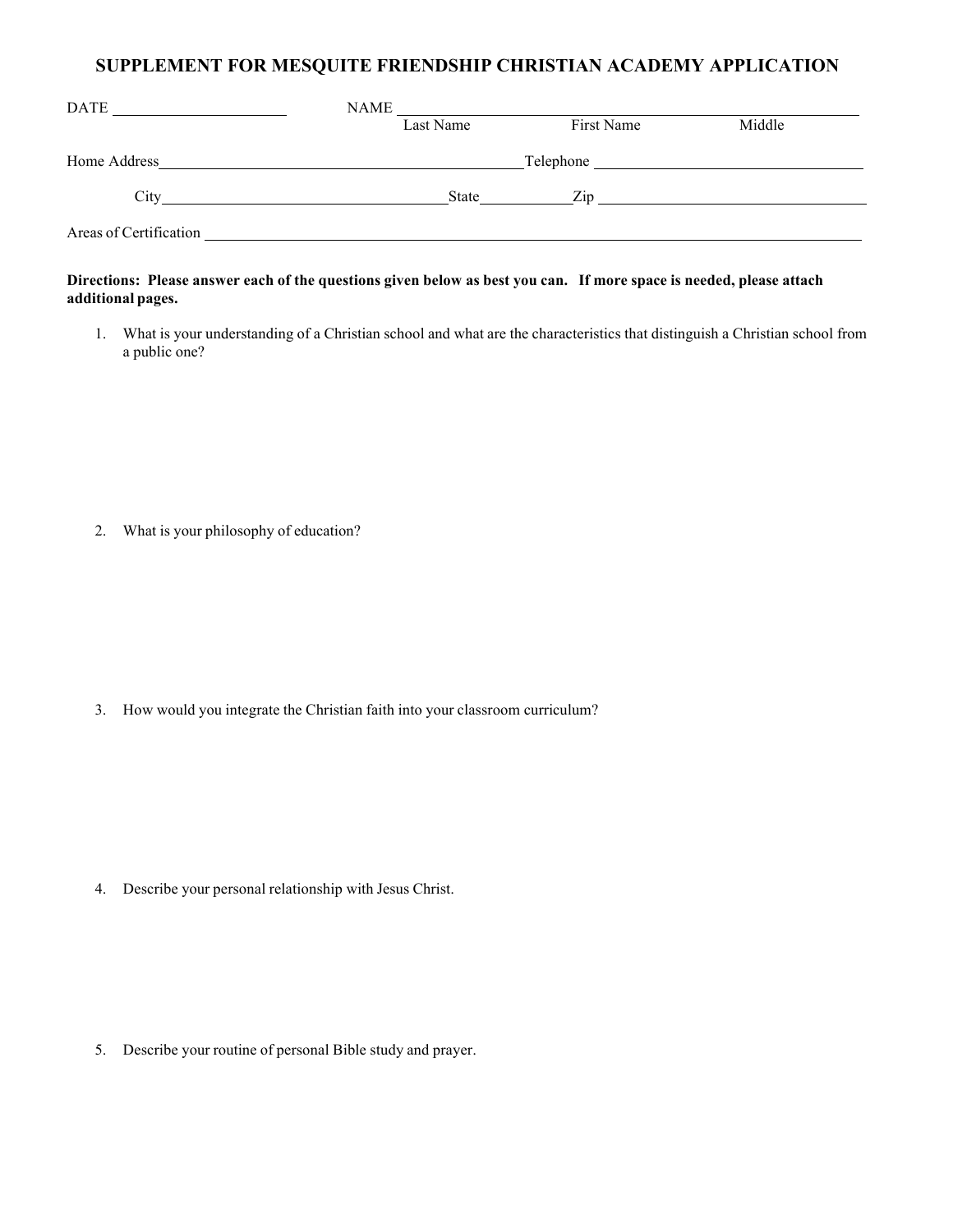# SUPPLEMENT FOR MESQUITE FRIENDSHIP CHRISTIAN ACADEMY APPLICATION

DATE ____________________ NAME ______________________________________________
Last Name First Name Middle

Home Address ____________________________________________ Telephone ______________________________

City ________________________________ State __________ Zip ________________________________

Areas of Certification ________________________________________________________________________

**Directions: Please answer each of the questions given below as best you can. If more space is needed, please attach additional pages.**

1. What is your understanding of a Christian school and what are the characteristics that distinguish a Christian school from a public one?

2. What is your philosophy of education?

3. How would you integrate the Christian faith into your classroom curriculum?

4. Describe your personal relationship with Jesus Christ.

5. Describe your routine of personal Bible study and prayer.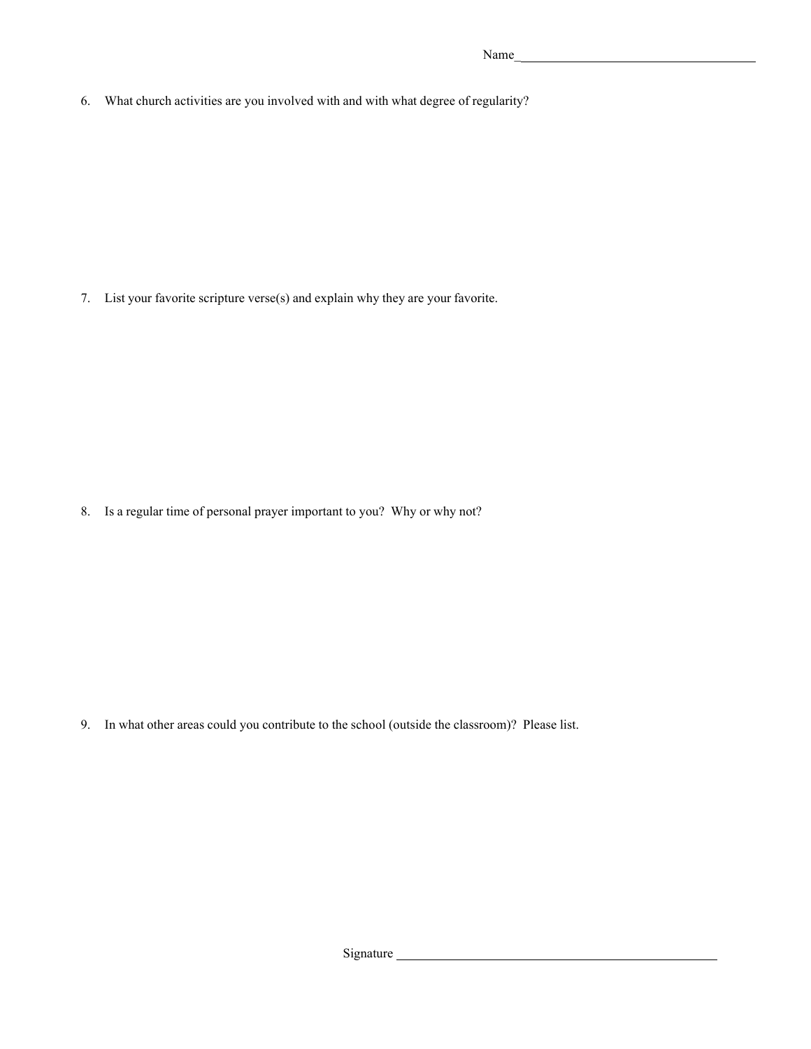Name____________________________________

6. What church activities are you involved with and with what degree of regularity?

7. List your favorite scripture verse(s) and explain why they are your favorite.

8. Is a regular time of personal prayer important to you? Why or why not?

9. In what other areas could you contribute to the school (outside the classroom)? Please list.

Signature ________________________________________________